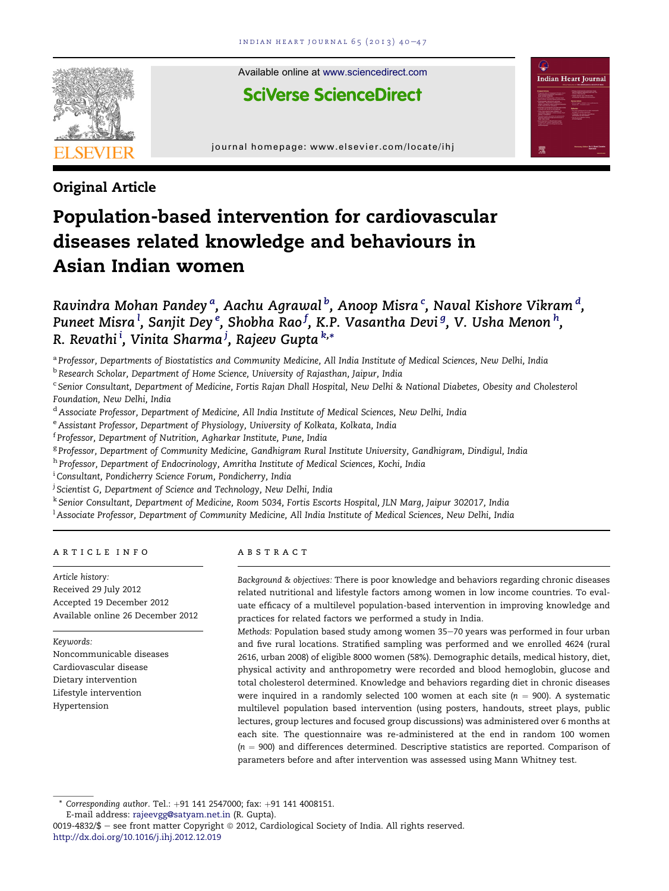Original Article

# Population-based intervention for cardiovascular diseases related knowledge and behaviours in Asian Indian women

*Ravindra Mohan Pandey*[a], *Aachu Agrawal*[b], *Anoop Misra*[c], *Naval Kishore Vikram*[d], *Puneet Misra*[l], *Sanjit Dey*[e], *Shobha Rao*[f], *K.P. Vasantha Devi*[g], *V. Usha Menon*[h], *R. Revathi*[i], *Vinita Sharma*[j], *Rajeev Gupta*[k,*]

[a] *Professor, Departments of Biostatistics and Community Medicine, All India Institute of Medical Sciences, New Delhi, India*

[b] *Research Scholar, Department of Home Science, University of Rajasthan, Jaipur, India*

[c] *Senior Consultant, Department of Medicine, Fortis Rajan Dhall Hospital, New Delhi & National Diabetes, Obesity and Cholesterol Foundation, New Delhi, India*

[d] *Associate Professor, Department of Medicine, All India Institute of Medical Sciences, New Delhi, India*

[e] *Assistant Professor, Department of Physiology, University of Kolkata, Kolkata, India*

[f] *Professor, Department of Nutrition, Agharkar Institute, Pune, India*

[g] *Professor, Department of Community Medicine, Gandhigram Rural Institute University, Gandhigram, Dindigul, India*

[h] *Professor, Department of Endocrinology, Amritha Institute of Medical Sciences, Kochi, India*

[i] *Consultant, Pondicherry Science Forum, Pondicherry, India*

[j] *Scientist G, Department of Science and Technology, New Delhi, India*

[k] *Senior Consultant, Department of Medicine, Room 5034, Fortis Escorts Hospital, JLN Marg, Jaipur 302017, India*

[l] *Associate Professor, Department of Community Medicine, All India Institute of Medical Sciences, New Delhi, India*

## ARTICLE INFO

*Article history:*
Received 29 July 2012
Accepted 19 December 2012
Available online 26 December 2012

*Keywords:*
Noncommunicable diseases
Cardiovascular disease
Dietary intervention
Lifestyle intervention
Hypertension

## ABSTRACT

*Background & objectives:* There is poor knowledge and behaviors regarding chronic diseases related nutritional and lifestyle factors among women in low income countries. To evaluate efficacy of a multilevel population-based intervention in improving knowledge and practices for related factors we performed a study in India.

*Methods:* Population based study among women 35–70 years was performed in four urban and five rural locations. Stratified sampling was performed and we enrolled 4624 (rural 2616, urban 2008) of eligible 8000 women (58%). Demographic details, medical history, diet, physical activity and anthropometry were recorded and blood hemoglobin, glucose and total cholesterol determined. Knowledge and behaviors regarding diet in chronic diseases were inquired in a randomly selected 100 women at each site ($n = 900$). A systematic multilevel population based intervention (using posters, handouts, street plays, public lectures, group lectures and focused group discussions) was administered over 6 months at each site. The questionnaire was re-administered at the end in random 100 women ($n = 900$) and differences determined. Descriptive statistics are reported. Comparison of parameters before and after intervention was assessed using Mann Whitney test.

---

* *Corresponding author.* Tel.: +91 141 2547000; fax: +91 141 4008151.
E-mail address: rajeevgg@satyam.net.in (R. Gupta).

0019-4832/$ – see front matter Copyright © 2012, Cardiological Society of India. All rights reserved.
http://dx.doi.org/10.1016/j.ihj.2012.12.019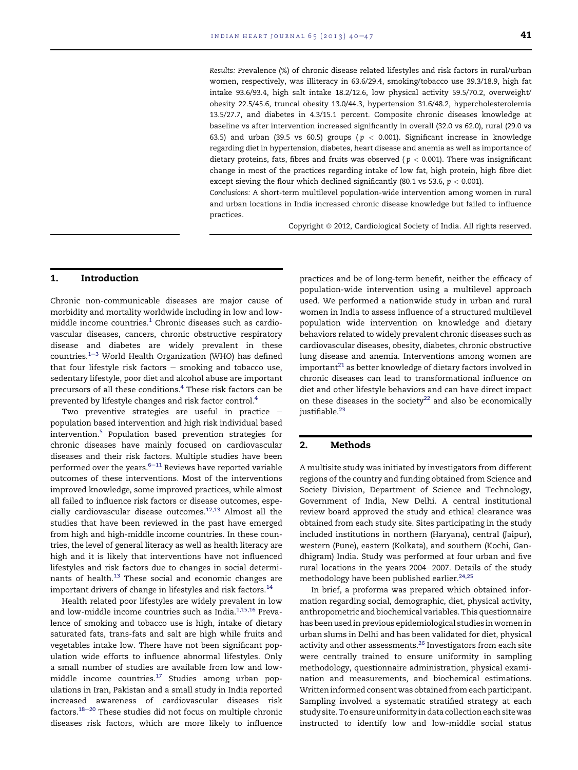*Results:* Prevalence (%) of chronic disease related lifestyles and risk factors in rural/urban women, respectively, was illiteracy in 63.6/29.4, smoking/tobacco use 39.3/18.9, high fat intake 93.6/93.4, high salt intake 18.2/12.6, low physical activity 59.5/70.2, overweight/obesity 22.5/45.6, truncal obesity 13.0/44.3, hypertension 31.6/48.2, hypercholesterolemia 13.5/27.7, and diabetes in 4.3/15.1 percent. Composite chronic diseases knowledge at baseline vs after intervention increased significantly in overall (32.0 vs 62.0), rural (29.0 vs 63.5) and urban (39.5 vs 60.5) groups ($p < 0.001$). Significant increase in knowledge regarding diet in hypertension, diabetes, heart disease and anemia as well as importance of dietary proteins, fats, fibres and fruits was observed ($p < 0.001$). There was insignificant change in most of the practices regarding intake of low fat, high protein, high fibre diet except sieving the flour which declined significantly (80.1 vs 53.6, $p < 0.001$).

*Conclusions:* A short-term multilevel population-wide intervention among women in rural and urban locations in India increased chronic disease knowledge but failed to influence practices.

Copyright © 2012, Cardiological Society of India. All rights reserved.

## 1. Introduction

Chronic non-communicable diseases are major cause of morbidity and mortality worldwide including in low and low-middle income countries.[1] Chronic diseases such as cardiovascular diseases, cancers, chronic obstructive respiratory disease and diabetes are widely prevalent in these countries.[1–3] World Health Organization (WHO) has defined that four lifestyle risk factors – smoking and tobacco use, sedentary lifestyle, poor diet and alcohol abuse are important precursors of all these conditions.[4] These risk factors can be prevented by lifestyle changes and risk factor control.[4]

Two preventive strategies are useful in practice – population based intervention and high risk individual based intervention.[5] Population based prevention strategies for chronic diseases have mainly focused on cardiovascular diseases and their risk factors. Multiple studies have been performed over the years.[6–11] Reviews have reported variable outcomes of these interventions. Most of the interventions improved knowledge, some improved practices, while almost all failed to influence risk factors or disease outcomes, especially cardiovascular disease outcomes.[12,13] Almost all the studies that have been reviewed in the past have emerged from high and high-middle income countries. In these countries, the level of general literacy as well as health literacy are high and it is likely that interventions have not influenced lifestyles and risk factors due to changes in social determinants of health.[13] These social and economic changes are important drivers of change in lifestyles and risk factors.[14]

Health related poor lifestyles are widely prevalent in low and low-middle income countries such as India.[1,15,16] Prevalence of smoking and tobacco use is high, intake of dietary saturated fats, trans-fats and salt are high while fruits and vegetables intake low. There have not been significant population wide efforts to influence abnormal lifestyles. Only a small number of studies are available from low and low-middle income countries.[17] Studies among urban populations in Iran, Pakistan and a small study in India reported increased awareness of cardiovascular diseases risk factors.[18–20] These studies did not focus on multiple chronic diseases risk factors, which are more likely to influence practices and be of long-term benefit, neither the efficacy of population-wide intervention using a multilevel approach used. We performed a nationwide study in urban and rural women in India to assess influence of a structured multilevel population wide intervention on knowledge and dietary behaviors related to widely prevalent chronic diseases such as cardiovascular diseases, obesity, diabetes, chronic obstructive lung disease and anemia. Interventions among women are important[21] as better knowledge of dietary factors involved in chronic diseases can lead to transformational influence on diet and other lifestyle behaviors and can have direct impact on these diseases in the society[22] and also be economically justifiable.[23]

## 2. Methods

A multisite study was initiated by investigators from different regions of the country and funding obtained from Science and Society Division, Department of Science and Technology, Government of India, New Delhi. A central institutional review board approved the study and ethical clearance was obtained from each study site. Sites participating in the study included institutions in northern (Haryana), central (Jaipur), western (Pune), eastern (Kolkata), and southern (Kochi, Gandhigram) India. Study was performed at four urban and five rural locations in the years 2004–2007. Details of the study methodology have been published earlier.[24,25]

In brief, a proforma was prepared which obtained information regarding social, demographic, diet, physical activity, anthropometric and biochemical variables. This questionnaire has been used in previous epidemiological studies in women in urban slums in Delhi and has been validated for diet, physical activity and other assessments.[26] Investigators from each site were centrally trained to ensure uniformity in sampling methodology, questionnaire administration, physical examination and measurements, and biochemical estimations. Written informed consent was obtained from each participant. Sampling involved a systematic stratified strategy at each study site. To ensure uniformity in data collection each site was instructed to identify low and low-middle social status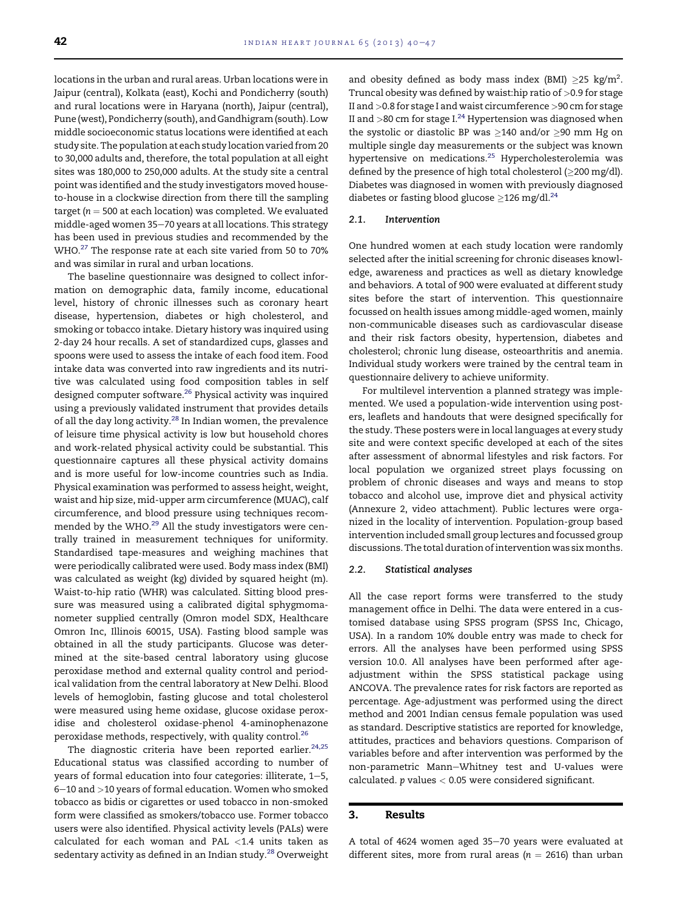locations in the urban and rural areas. Urban locations were in Jaipur (central), Kolkata (east), Kochi and Pondicherry (south) and rural locations were in Haryana (north), Jaipur (central), Pune (west), Pondicherry (south), and Gandhigram (south). Low middle socioeconomic status locations were identified at each study site. The population at each study location varied from 20 to 30,000 adults and, therefore, the total population at all eight sites was 180,000 to 250,000 adults. At the study site a central point was identified and the study investigators moved house-to-house in a clockwise direction from there till the sampling target ($n = 500$ at each location) was completed. We evaluated middle-aged women 35–70 years at all locations. This strategy has been used in previous studies and recommended by the WHO.[27] The response rate at each site varied from 50 to 70% and was similar in rural and urban locations.

The baseline questionnaire was designed to collect information on demographic data, family income, educational level, history of chronic illnesses such as coronary heart disease, hypertension, diabetes or high cholesterol, and smoking or tobacco intake. Dietary history was inquired using 2-day 24 hour recalls. A set of standardized cups, glasses and spoons were used to assess the intake of each food item. Food intake data was converted into raw ingredients and its nutritive was calculated using food composition tables in self designed computer software.[26] Physical activity was inquired using a previously validated instrument that provides details of all the day long activity.[28] In Indian women, the prevalence of leisure time physical activity is low but household chores and work-related physical activity could be substantial. This questionnaire captures all these physical activity domains and is more useful for low-income countries such as India. Physical examination was performed to assess height, weight, waist and hip size, mid-upper arm circumference (MUAC), calf circumference, and blood pressure using techniques recommended by the WHO.[29] All the study investigators were centrally trained in measurement techniques for uniformity. Standardised tape-measures and weighing machines that were periodically calibrated were used. Body mass index (BMI) was calculated as weight (kg) divided by squared height (m). Waist-to-hip ratio (WHR) was calculated. Sitting blood pressure was measured using a calibrated digital sphygmomanometer supplied centrally (Omron model SDX, Healthcare Omron Inc, Illinois 60015, USA). Fasting blood sample was obtained in all the study participants. Glucose was determined at the site-based central laboratory using glucose peroxidase method and external quality control and periodical validation from the central laboratory at New Delhi. Blood levels of hemoglobin, fasting glucose and total cholesterol were measured using heme oxidase, glucose oxidase peroxidise and cholesterol oxidase-phenol 4-aminophenazone peroxidase methods, respectively, with quality control.[26]

The diagnostic criteria have been reported earlier.[24,25] Educational status was classified according to number of years of formal education into four categories: illiterate, 1–5, 6–10 and >10 years of formal education. Women who smoked tobacco as bidis or cigarettes or used tobacco in non-smoked form were classified as smokers/tobacco use. Former tobacco users were also identified. Physical activity levels (PALs) were calculated for each woman and PAL <1.4 units taken as sedentary activity as defined in an Indian study.[28] Overweight and obesity defined as body mass index (BMI) $\geq 25$ kg/m$^2$. Truncal obesity was defined by waist:hip ratio of >0.9 for stage II and >0.8 for stage I and waist circumference >90 cm for stage II and >80 cm for stage I.[24] Hypertension was diagnosed when the systolic or diastolic BP was $\geq 140$ and/or $\geq 90$ mm Hg on multiple single day measurements or the subject was known hypertensive on medications.[25] Hypercholesterolemia was defined by the presence of high total cholesterol ($\geq 200$ mg/dl). Diabetes was diagnosed in women with previously diagnosed diabetes or fasting blood glucose $\geq 126$ mg/dl.[24]

### 2.1. Intervention

One hundred women at each study location were randomly selected after the initial screening for chronic diseases knowledge, awareness and practices as well as dietary knowledge and behaviors. A total of 900 were evaluated at different study sites before the start of intervention. This questionnaire focussed on health issues among middle-aged women, mainly non-communicable diseases such as cardiovascular disease and their risk factors obesity, hypertension, diabetes and cholesterol; chronic lung disease, osteoarthritis and anemia. Individual study workers were trained by the central team in questionnaire delivery to achieve uniformity.

For multilevel intervention a planned strategy was implemented. We used a population-wide intervention using posters, leaflets and handouts that were designed specifically for the study. These posters were in local languages at every study site and were context specific developed at each of the sites after assessment of abnormal lifestyles and risk factors. For local population we organized street plays focussing on problem of chronic diseases and ways and means to stop tobacco and alcohol use, improve diet and physical activity (Annexure 2, video attachment). Public lectures were organized in the locality of intervention. Population-group based intervention included small group lectures and focussed group discussions. The total duration of intervention was six months.

### 2.2. Statistical analyses

All the case report forms were transferred to the study management office in Delhi. The data were entered in a customised database using SPSS program (SPSS Inc, Chicago, USA). In a random 10% double entry was made to check for errors. All the analyses have been performed using SPSS version 10.0. All analyses have been performed after age-adjustment within the SPSS statistical package using ANCOVA. The prevalence rates for risk factors are reported as percentage. Age-adjustment was performed using the direct method and 2001 Indian census female population was used as standard. Descriptive statistics are reported for knowledge, attitudes, practices and behaviors questions. Comparison of variables before and after intervention was performed by the non-parametric Mann–Whitney test and U-values were calculated. $p$ values $< 0.05$ were considered significant.

## 3. Results

A total of 4624 women aged 35–70 years were evaluated at different sites, more from rural areas ($n = 2616$) than urban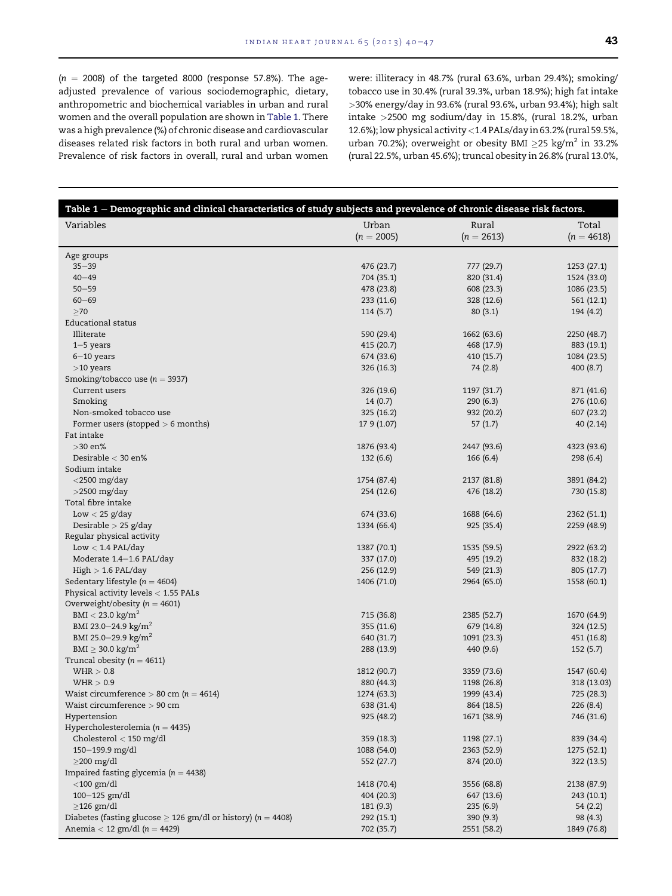($n$ = 2008) of the targeted 8000 (response 57.8%). The age-adjusted prevalence of various sociodemographic, dietary, anthropometric and biochemical variables in urban and rural women and the overall population are shown in Table 1. There was a high prevalence (%) of chronic disease and cardiovascular diseases related risk factors in both rural and urban women. Prevalence of risk factors in overall, rural and urban women were: illiteracy in 48.7% (rural 63.6%, urban 29.4%); smoking/tobacco use in 30.4% (rural 39.3%, urban 18.9%); high fat intake >30% energy/day in 93.6% (rural 93.6%, urban 93.4%); high salt intake >2500 mg sodium/day in 15.8%, (rural 18.2%, urban 12.6%); low physical activity <1.4 PALs/day in 63.2% (rural 59.5%, urban 70.2%); overweight or obesity BMI ≥25 kg/m² in 33.2% (rural 22.5%, urban 45.6%); truncal obesity in 26.8% (rural 13.0%,

**Table 1 – Demographic and clinical characteristics of study subjects and prevalence of chronic disease risk factors.**

| Variables | Urban ($n$ = 2005) | Rural ($n$ = 2613) | Total ($n$ = 4618) |
|---|---|---|---|
| Age groups | | | |
| 35–39 | 476 (23.7) | 777 (29.7) | 1253 (27.1) |
| 40–49 | 704 (35.1) | 820 (31.4) | 1524 (33.0) |
| 50–59 | 478 (23.8) | 608 (23.3) | 1086 (23.5) |
| 60–69 | 233 (11.6) | 328 (12.6) | 561 (12.1) |
| ≥70 | 114 (5.7) | 80 (3.1) | 194 (4.2) |
| Educational status | | | |
| Illiterate | 590 (29.4) | 1662 (63.6) | 2250 (48.7) |
| 1–5 years | 415 (20.7) | 468 (17.9) | 883 (19.1) |
| 6–10 years | 674 (33.6) | 410 (15.7) | 1084 (23.5) |
| >10 years | 326 (16.3) | 74 (2.8) | 400 (8.7) |
| Smoking/tobacco use ($n$ = 3937) | | | |
| Current users | 326 (19.6) | 1197 (31.7) | 871 (41.6) |
| Smoking | 14 (0.7) | 290 (6.3) | 276 (10.6) |
| Non-smoked tobacco use | 325 (16.2) | 932 (20.2) | 607 (23.2) |
| Former users (stopped > 6 months) | 17 9 (1.07) | 57 (1.7) | 40 (2.14) |
| Fat intake | | | |
| >30 en% | 1876 (93.4) | 2447 (93.6) | 4323 (93.6) |
| Desirable < 30 en% | 132 (6.6) | 166 (6.4) | 298 (6.4) |
| Sodium intake | | | |
| <2500 mg/day | 1754 (87.4) | 2137 (81.8) | 3891 (84.2) |
| >2500 mg/day | 254 (12.6) | 476 (18.2) | 730 (15.8) |
| Total fibre intake | | | |
| Low < 25 g/day | 674 (33.6) | 1688 (64.6) | 2362 (51.1) |
| Desirable > 25 g/day | 1334 (66.4) | 925 (35.4) | 2259 (48.9) |
| Regular physical activity | | | |
| Low < 1.4 PAL/day | 1387 (70.1) | 1535 (59.5) | 2922 (63.2) |
| Moderate 1.4–1.6 PAL/day | 337 (17.0) | 495 (19.2) | 832 (18.2) |
| High > 1.6 PAL/day | 256 (12.9) | 549 (21.3) | 805 (17.7) |
| Sedentary lifestyle ($n$ = 4604) | 1406 (71.0) | 2964 (65.0) | 1558 (60.1) |
| Physical activity levels < 1.55 PALs | | | |
| Overweight/obesity ($n$ = 4601) | | | |
| BMI < 23.0 kg/m² | 715 (36.8) | 2385 (52.7) | 1670 (64.9) |
| BMI 23.0–24.9 kg/m² | 355 (11.6) | 679 (14.8) | 324 (12.5) |
| BMI 25.0–29.9 kg/m² | 640 (31.7) | 1091 (23.3) | 451 (16.8) |
| BMI ≥ 30.0 kg/m² | 288 (13.9) | 440 (9.6) | 152 (5.7) |
| Truncal obesity ($n$ = 4611) | | | |
| WHR > 0.8 | 1812 (90.7) | 3359 (73.6) | 1547 (60.4) |
| WHR > 0.9 | 880 (44.3) | 1198 (26.8) | 318 (13.03) |
| Waist circumference > 80 cm ($n$ = 4614) | 1274 (63.3) | 1999 (43.4) | 725 (28.3) |
| Waist circumference > 90 cm | 638 (31.4) | 864 (18.5) | 226 (8.4) |
| Hypertension | 925 (48.2) | 1671 (38.9) | 746 (31.6) |
| Hypercholesterolemia ($n$ = 4435) | | | |
| Cholesterol < 150 mg/dl | 359 (18.3) | 1198 (27.1) | 839 (34.4) |
| 150–199.9 mg/dl | 1088 (54.0) | 2363 (52.9) | 1275 (52.1) |
| ≥200 mg/dl | 552 (27.7) | 874 (20.0) | 322 (13.5) |
| Impaired fasting glycemia ($n$ = 4438) | | | |
| <100 gm/dl | 1418 (70.4) | 3556 (68.8) | 2138 (87.9) |
| 100–125 gm/dl | 404 (20.3) | 647 (13.6) | 243 (10.1) |
| ≥126 gm/dl | 181 (9.3) | 235 (6.9) | 54 (2.2) |
| Diabetes (fasting glucose ≥ 126 gm/dl or history) ($n$ = 4408) | 292 (15.1) | 390 (9.3) | 98 (4.3) |
| Anemia < 12 gm/dl ($n$ = 4429) | 702 (35.7) | 2551 (58.2) | 1849 (76.8) |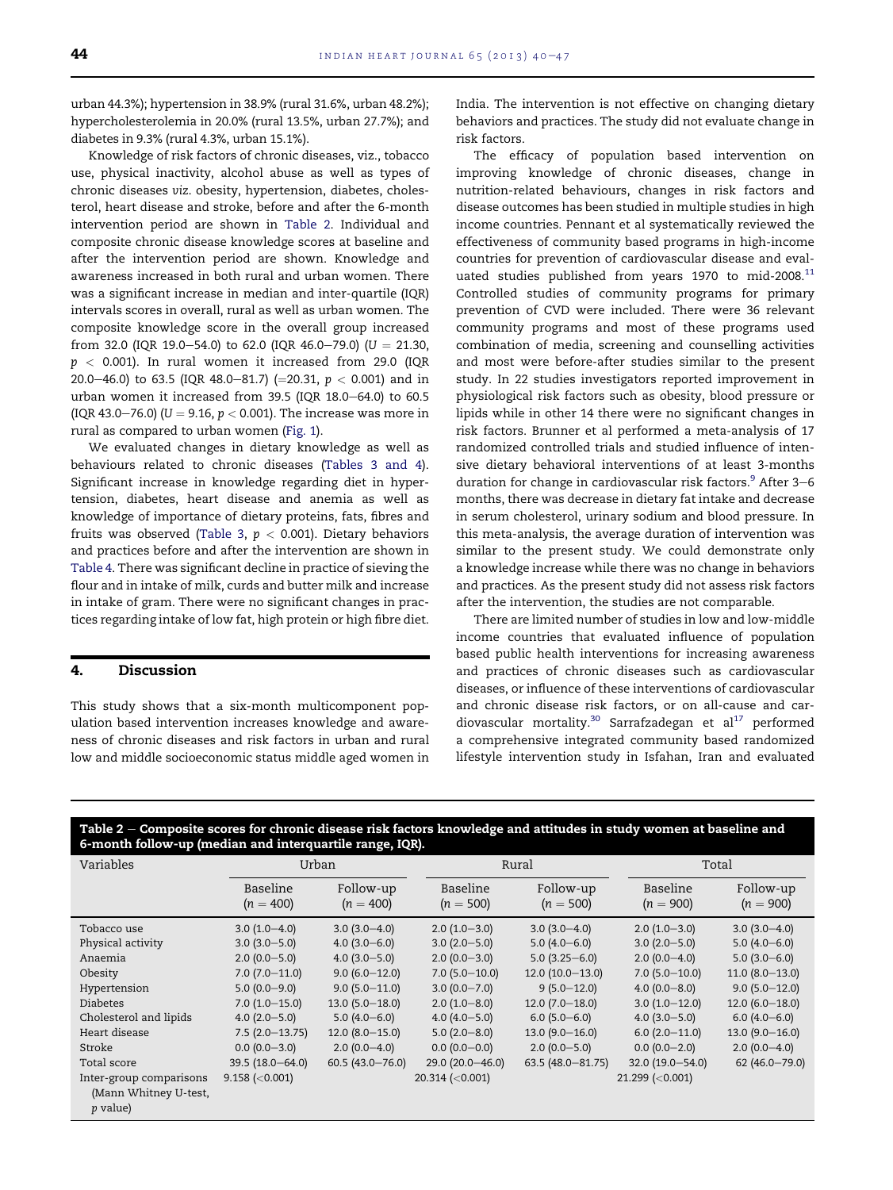urban 44.3%); hypertension in 38.9% (rural 31.6%, urban 48.2%); hypercholesterolemia in 20.0% (rural 13.5%, urban 27.7%); and diabetes in 9.3% (rural 4.3%, urban 15.1%).

Knowledge of risk factors of chronic diseases, viz., tobacco use, physical inactivity, alcohol abuse as well as types of chronic diseases *viz.* obesity, hypertension, diabetes, cholesterol, heart disease and stroke, before and after the 6-month intervention period are shown in Table 2. Individual and composite chronic disease knowledge scores at baseline and after the intervention period are shown. Knowledge and awareness increased in both rural and urban women. There was a significant increase in median and inter-quartile (IQR) intervals scores in overall, rural as well as urban women. The composite knowledge score in the overall group increased from 32.0 (IQR 19.0–54.0) to 62.0 (IQR 46.0–79.0) ($U = 21.30$, $p < 0.001$). In rural women it increased from 29.0 (IQR 20.0–46.0) to 63.5 (IQR 48.0–81.7) (=20.31, $p < 0.001$) and in urban women it increased from 39.5 (IQR 18.0–64.0) to 60.5 (IQR 43.0–76.0) ($U = 9.16$, $p < 0.001$). The increase was more in rural as compared to urban women (Fig. 1).

We evaluated changes in dietary knowledge as well as behaviours related to chronic diseases (Tables 3 and 4). Significant increase in knowledge regarding diet in hypertension, diabetes, heart disease and anemia as well as knowledge of importance of dietary proteins, fats, fibres and fruits was observed (Table 3, $p < 0.001$). Dietary behaviors and practices before and after the intervention are shown in Table 4. There was significant decline in practice of sieving the flour and in intake of milk, curds and butter milk and increase in intake of gram. There were no significant changes in practices regarding intake of low fat, high protein or high fibre diet.

## 4. Discussion

This study shows that a six-month multicomponent population based intervention increases knowledge and awareness of chronic diseases and risk factors in urban and rural low and middle socioeconomic status middle aged women in India. The intervention is not effective on changing dietary behaviors and practices. The study did not evaluate change in risk factors.

The efficacy of population based intervention on improving knowledge of chronic diseases, change in nutrition-related behaviours, changes in risk factors and disease outcomes has been studied in multiple studies in high income countries. Pennant et al systematically reviewed the effectiveness of community based programs in high-income countries for prevention of cardiovascular disease and evaluated studies published from years 1970 to mid-2008.[11] Controlled studies of community programs for primary prevention of CVD were included. There were 36 relevant community programs and most of these programs used combination of media, screening and counselling activities and most were before-after studies similar to the present study. In 22 studies investigators reported improvement in physiological risk factors such as obesity, blood pressure or lipids while in other 14 there were no significant changes in risk factors. Brunner et al performed a meta-analysis of 17 randomized controlled trials and studied influence of intensive dietary behavioral interventions of at least 3-months duration for change in cardiovascular risk factors.[9] After 3–6 months, there was decrease in dietary fat intake and decrease in serum cholesterol, urinary sodium and blood pressure. In this meta-analysis, the average duration of intervention was similar to the present study. We could demonstrate only a knowledge increase while there was no change in behaviors and practices. As the present study did not assess risk factors after the intervention, the studies are not comparable.

There are limited number of studies in low and low-middle income countries that evaluated influence of population based public health interventions for increasing awareness and practices of chronic diseases such as cardiovascular diseases, or influence of these interventions of cardiovascular and chronic disease risk factors, or on all-cause and cardiovascular mortality.[30] Sarrafzadegan et al[17] performed a comprehensive integrated community based randomized lifestyle intervention study in Isfahan, Iran and evaluated

**Table 2 – Composite scores for chronic disease risk factors knowledge and attitudes in study women at baseline and 6-month follow-up (median and interquartile range, IQR).**

| Variables | Urban | | Rural | | Total | |
|---|---|---|---|---|---|---|
| | Baseline ($n = 400$) | Follow-up ($n = 400$) | Baseline ($n = 500$) | Follow-up ($n = 500$) | Baseline ($n = 900$) | Follow-up ($n = 900$) |
| Tobacco use | 3.0 (1.0–4.0) | 3.0 (3.0–4.0) | 2.0 (1.0–3.0) | 3.0 (3.0–4.0) | 2.0 (1.0–3.0) | 3.0 (3.0–4.0) |
| Physical activity | 3.0 (3.0–5.0) | 4.0 (3.0–6.0) | 3.0 (2.0–5.0) | 5.0 (4.0–6.0) | 3.0 (2.0–5.0) | 5.0 (4.0–6.0) |
| Anaemia | 2.0 (0.0–5.0) | 4.0 (3.0–5.0) | 2.0 (0.0–3.0) | 5.0 (3.25–6.0) | 2.0 (0.0–4.0) | 5.0 (3.0–6.0) |
| Obesity | 7.0 (7.0–11.0) | 9.0 (6.0–12.0) | 7.0 (5.0–10.0) | 12.0 (10.0–13.0) | 7.0 (5.0–10.0) | 11.0 (8.0–13.0) |
| Hypertension | 5.0 (0.0–9.0) | 9.0 (5.0–11.0) | 3.0 (0.0–7.0) | 9 (5.0–12.0) | 4.0 (0.0–8.0) | 9.0 (5.0–12.0) |
| Diabetes | 7.0 (1.0–15.0) | 13.0 (5.0–18.0) | 2.0 (1.0–8.0) | 12.0 (7.0–18.0) | 3.0 (1.0–12.0) | 12.0 (6.0–18.0) |
| Cholesterol and lipids | 4.0 (2.0–5.0) | 5.0 (4.0–6.0) | 4.0 (4.0–5.0) | 6.0 (5.0–6.0) | 4.0 (3.0–5.0) | 6.0 (4.0–6.0) |
| Heart disease | 7.5 (2.0–13.75) | 12.0 (8.0–15.0) | 5.0 (2.0–8.0) | 13.0 (9.0–16.0) | 6.0 (2.0–11.0) | 13.0 (9.0–16.0) |
| Stroke | 0.0 (0.0–3.0) | 2.0 (0.0–4.0) | 0.0 (0.0–0.0) | 2.0 (0.0–5.0) | 0.0 (0.0–2.0) | 2.0 (0.0–4.0) |
| Total score | 39.5 (18.0–64.0) | 60.5 (43.0–76.0) | 29.0 (20.0–46.0) | 63.5 (48.0–81.75) | 32.0 (19.0–54.0) | 62 (46.0–79.0) |
| Inter-group comparisons (Mann Whitney U-test, *p* value) | 9.158 (<0.001) | | 20.314 (<0.001) | | 21.299 (<0.001) | |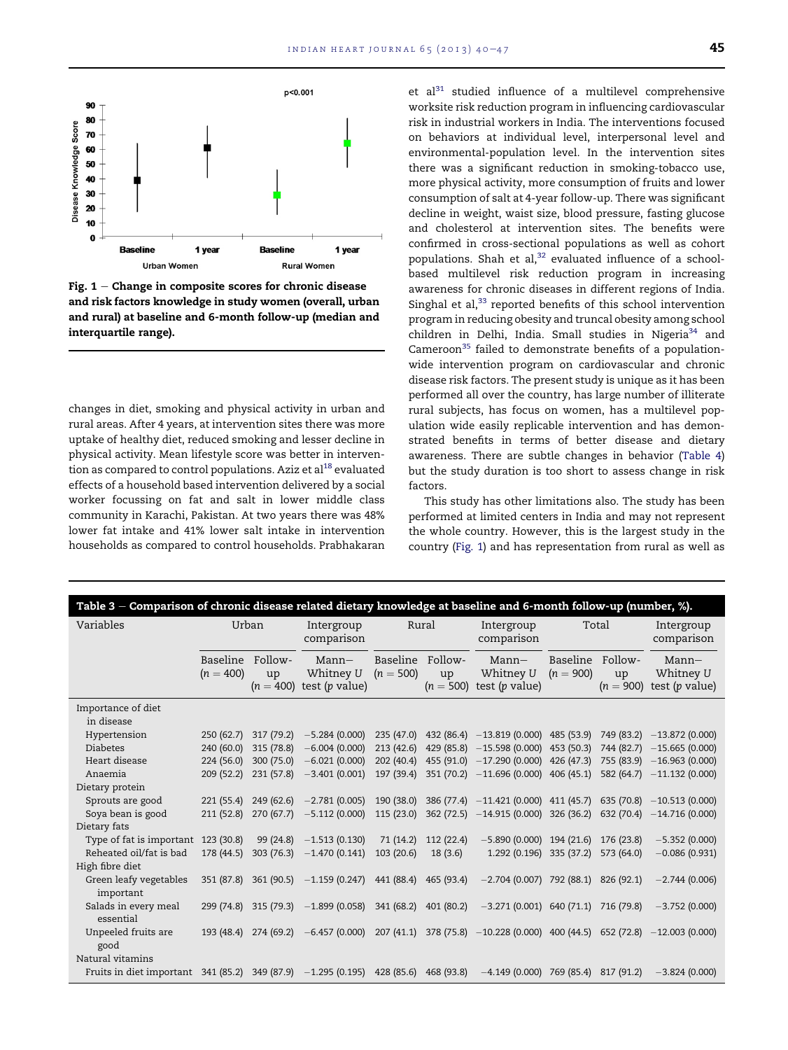Fig. 1 – Change in composite scores for chronic disease and risk factors knowledge in study women (overall, urban and rural) at baseline and 6-month follow-up (median and interquartile range).

changes in diet, smoking and physical activity in urban and rural areas. After 4 years, at intervention sites there was more uptake of healthy diet, reduced smoking and lesser decline in physical activity. Mean lifestyle score was better in intervention as compared to control populations. Aziz et al[18] evaluated effects of a household based intervention delivered by a social worker focussing on fat and salt in lower middle class community in Karachi, Pakistan. At two years there was 48% lower fat intake and 41% lower salt intake in intervention households as compared to control households. Prabhakaran et al[31] studied influence of a multilevel comprehensive worksite risk reduction program in influencing cardiovascular risk in industrial workers in India. The interventions focused on behaviors at individual level, interpersonal level and environmental-population level. In the intervention sites there was a significant reduction in smoking-tobacco use, more physical activity, more consumption of fruits and lower consumption of salt at 4-year follow-up. There was significant decline in weight, waist size, blood pressure, fasting glucose and cholesterol at intervention sites. The benefits were confirmed in cross-sectional populations as well as cohort populations. Shah et al,[32] evaluated influence of a school-based multilevel risk reduction program in increasing awareness for chronic diseases in different regions of India. Singhal et al,[33] reported benefits of this school intervention program in reducing obesity and truncal obesity among school children in Delhi, India. Small studies in Nigeria[34] and Cameroon[35] failed to demonstrate benefits of a population-wide intervention program on cardiovascular and chronic disease risk factors. The present study is unique as it has been performed all over the country, has large number of illiterate rural subjects, has focus on women, has a multilevel population wide easily replicable intervention and has demonstrated benefits in terms of better disease and dietary awareness. There are subtle changes in behavior (Table 4) but the study duration is too short to assess change in risk factors.

This study has other limitations also. The study has been performed at limited centers in India and may not represent the whole country. However, this is the largest study in the country (Fig. 1) and has representation from rural as well as

Table 3 – Comparison of chronic disease related dietary knowledge at baseline and 6-month follow-up (number, %).

| Variables | Urban | | Intergroup comparison | Rural | | Intergroup comparison | Total | | Intergroup comparison |
|---|---|---|---|---|---|---|---|---|---|
| | Baseline ($n = 400$) | Follow-up ($n = 400$) | Mann–Whitney $U$ test ($p$ value) | Baseline ($n = 500$) | Follow-up ($n = 500$) | Mann–Whitney $U$ test ($p$ value) | Baseline ($n = 900$) | Follow-up ($n = 900$) | Mann–Whitney $U$ test ($p$ value) |
| Importance of diet in disease | | | | | | | | | |
| Hypertension | 250 (62.7) | 317 (79.2) | −5.284 (0.000) | 235 (47.0) | 432 (86.4) | −13.819 (0.000) | 485 (53.9) | 749 (83.2) | −13.872 (0.000) |
| Diabetes | 240 (60.0) | 315 (78.8) | −6.004 (0.000) | 213 (42.6) | 429 (85.8) | −15.598 (0.000) | 453 (50.3) | 744 (82.7) | −15.665 (0.000) |
| Heart disease | 224 (56.0) | 300 (75.0) | −6.021 (0.000) | 202 (40.4) | 455 (91.0) | −17.290 (0.000) | 426 (47.3) | 755 (83.9) | −16.963 (0.000) |
| Anaemia | 209 (52.2) | 231 (57.8) | −3.401 (0.001) | 197 (39.4) | 351 (70.2) | −11.696 (0.000) | 406 (45.1) | 582 (64.7) | −11.132 (0.000) |
| Dietary protein | | | | | | | | | |
| Sprouts are good | 221 (55.4) | 249 (62.6) | −2.781 (0.005) | 190 (38.0) | 386 (77.4) | −11.421 (0.000) | 411 (45.7) | 635 (70.8) | −10.513 (0.000) |
| Soya bean is good | 211 (52.8) | 270 (67.7) | −5.112 (0.000) | 115 (23.0) | 362 (72.5) | −14.915 (0.000) | 326 (36.2) | 632 (70.4) | −14.716 (0.000) |
| Dietary fats | | | | | | | | | |
| Type of fat is important | 123 (30.8) | 99 (24.8) | −1.513 (0.130) | 71 (14.2) | 112 (22.4) | −5.890 (0.000) | 194 (21.6) | 176 (23.8) | −5.352 (0.000) |
| Reheated oil/fat is bad | 178 (44.5) | 303 (76.3) | −1.470 (0.141) | 103 (20.6) | 18 (3.6) | 1.292 (0.196) | 335 (37.2) | 573 (64.0) | −0.086 (0.931) |
| High fibre diet | | | | | | | | | |
| Green leafy vegetables important | 351 (87.8) | 361 (90.5) | −1.159 (0.247) | 441 (88.4) | 465 (93.4) | −2.704 (0.007) | 792 (88.1) | 826 (92.1) | −2.744 (0.006) |
| Salads in every meal essential | 299 (74.8) | 315 (79.3) | −1.899 (0.058) | 341 (68.2) | 401 (80.2) | −3.271 (0.001) | 640 (71.1) | 716 (79.8) | −3.752 (0.000) |
| Unpeeled fruits are good | 193 (48.4) | 274 (69.2) | −6.457 (0.000) | 207 (41.1) | 378 (75.8) | −10.228 (0.000) | 400 (44.5) | 652 (72.8) | −12.003 (0.000) |
| Natural vitamins | | | | | | | | | |
| Fruits in diet important | 341 (85.2) | 349 (87.9) | −1.295 (0.195) | 428 (85.6) | 468 (93.8) | −4.149 (0.000) | 769 (85.4) | 817 (91.2) | −3.824 (0.000) |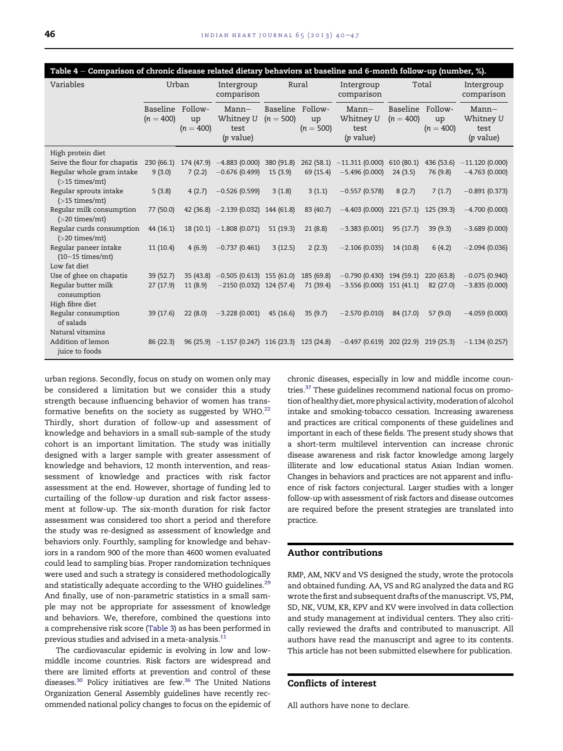**Table 4 – Comparison of chronic disease related dietary behaviors at baseline and 6-month follow-up (number, %).**

| Variables | Urban | | Intergroup comparison | Rural | | Intergroup comparison | Total | | Intergroup comparison |
|---|---|---|---|---|---|---|---|---|---|
| | Baseline ($n = 400$) | Follow-up ($n = 400$) | Mann–Whitney *U* test (*p* value) | Baseline ($n = 500$) | Follow-up ($n = 500$) | Mann–Whitney *U* test (*p* value) | Baseline ($n = 400$) | Follow-up ($n = 400$) | Mann–Whitney *U* test (*p* value) |
| High protein diet | | | | | | | | | |
| Seive the flour for chapatis | 230 (66.1) | 174 (47.9) | −4.883 (0.000) | 380 (91.8) | 262 (58.1) | −11.311 (0.000) | 610 (80.1) | 436 (53.6) | −11.120 (0.000) |
| Regular whole gram intake (>15 times/mt) | 9 (3.0) | 7 (2.2) | −0.676 (0.499) | 15 (3.9) | 69 (15.4) | −5.496 (0.000) | 24 (3.5) | 76 (9.8) | −4.763 (0.000) |
| Regular sprouts intake (>15 times/mt) | 5 (3.8) | 4 (2.7) | −0.526 (0.599) | 3 (1.8) | 3 (1.1) | −0.557 (0.578) | 8 (2.7) | 7 (1.7) | −0.891 (0.373) |
| Regular milk consumption (>20 times/mt) | 77 (50.0) | 42 (36.8) | −2.139 (0.032) | 144 (61.8) | 83 (40.7) | −4.403 (0.000) | 221 (57.1) | 125 (39.3) | −4.700 (0.000) |
| Regular curds consumption (>20 times/mt) | 44 (16.1) | 18 (10.1) | −1.808 (0.071) | 51 (19.3) | 21 (8.8) | −3.383 (0.001) | 95 (17.7) | 39 (9.3) | −3.689 (0.000) |
| Regular paneer intake (10–15 times/mt) | 11 (10.4) | 4 (6.9) | −0.737 (0.461) | 3 (12.5) | 2 (2.3) | −2.106 (0.035) | 14 (10.8) | 6 (4.2) | −2.094 (0.036) |
| Low fat diet | | | | | | | | | |
| Use of ghee on chapatis | 39 (52.7) | 35 (43.8) | −0.505 (0.613) | 155 (61.0) | 185 (69.8) | −0.790 (0.430) | 194 (59.1) | 220 (63.8) | −0.075 (0.940) |
| Regular butter milk consumption | 27 (17.9) | 11 (8.9) | −2150 (0.032) | 124 (57.4) | 71 (39.4) | −3.556 (0.000) | 151 (41.1) | 82 (27.0) | −3.835 (0.000) |
| High fibre diet | | | | | | | | | |
| Regular consumption of salads | 39 (17.6) | 22 (8.0) | −3.228 (0.001) | 45 (16.6) | 35 (9.7) | −2.570 (0.010) | 84 (17.0) | 57 (9.0) | −4.059 (0.000) |
| Natural vitamins | | | | | | | | | |
| Addition of lemon juice to foods | 86 (22.3) | 96 (25.9) | −1.157 (0.247) | 116 (23.3) | 123 (24.8) | −0.497 (0.619) | 202 (22.9) | 219 (25.3) | −1.134 (0.257) |

urban regions. Secondly, focus on study on women only may be considered a limitation but we consider this a study strength because influencing behavior of women has transformative benefits on the society as suggested by WHO.[22] Thirdly, short duration of follow-up and assessment of knowledge and behaviors in a small sub-sample of the study cohort is an important limitation. The study was initially designed with a larger sample with greater assessment of knowledge and behaviors, 12 month intervention, and reassessment of knowledge and practices with risk factor assessment at the end. However, shortage of funding led to curtailing of the follow-up duration and risk factor assessment at follow-up. The six-month duration for risk factor assessment was considered too short a period and therefore the study was re-designed as assessment of knowledge and behaviors only. Fourthly, sampling for knowledge and behaviors in a random 900 of the more than 4600 women evaluated could lead to sampling bias. Proper randomization techniques were used and such a strategy is considered methodologically and statistically adequate according to the WHO guidelines.[29] And finally, use of non-parametric statistics in a small sample may not be appropriate for assessment of knowledge and behaviors. We, therefore, combined the questions into a comprehensive risk score (Table 3) as has been performed in previous studies and advised in a meta-analysis.[11]

The cardiovascular epidemic is evolving in low and low-middle income countries. Risk factors are widespread and there are limited efforts at prevention and control of these diseases.[30] Policy initiatives are few.[36] The United Nations Organization General Assembly guidelines have recently recommended national policy changes to focus on the epidemic of chronic diseases, especially in low and middle income countries.[37] These guidelines recommend national focus on promotion of healthy diet, more physical activity, moderation of alcohol intake and smoking-tobacco cessation. Increasing awareness and practices are critical components of these guidelines and important in each of these fields. The present study shows that a short-term multilevel intervention can increase chronic disease awareness and risk factor knowledge among largely illiterate and low educational status Asian Indian women. Changes in behaviors and practices are not apparent and influence of risk factors conjectural. Larger studies with a longer follow-up with assessment of risk factors and disease outcomes are required before the present strategies are translated into practice.

## Author contributions

RMP, AM, NKV and VS designed the study, wrote the protocols and obtained funding. AA, VS and RG analyzed the data and RG wrote the first and subsequent drafts of the manuscript. VS, PM, SD, NK, VUM, KR, KPV and KV were involved in data collection and study management at individual centers. They also critically reviewed the drafts and contributed to manuscript. All authors have read the manuscript and agree to its contents. This article has not been submitted elsewhere for publication.

## Conflicts of interest

All authors have none to declare.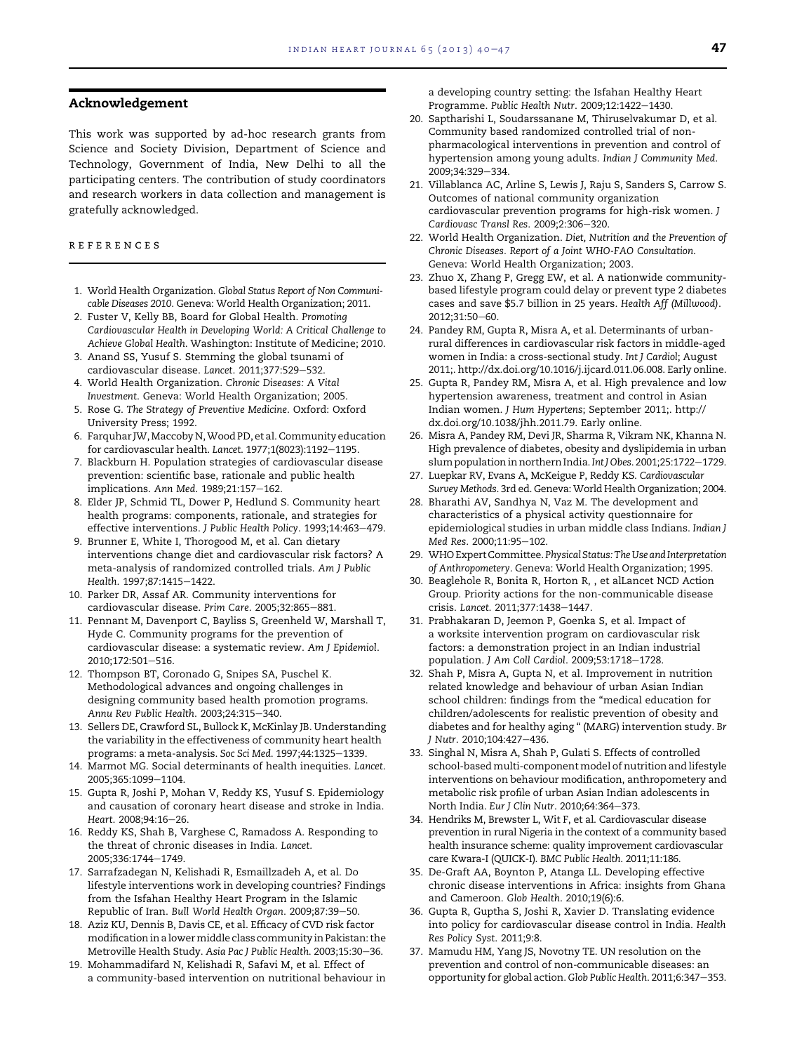## Acknowledgement

This work was supported by ad-hoc research grants from Science and Society Division, Department of Science and Technology, Government of India, New Delhi to all the participating centers. The contribution of study coordinators and research workers in data collection and management is gratefully acknowledged.

## REFERENCES

1. World Health Organization. *Global Status Report of Non Communicable Diseases 2010*. Geneva: World Health Organization; 2011.
2. Fuster V, Kelly BB, Board for Global Health. *Promoting Cardiovascular Health in Developing World: A Critical Challenge to Achieve Global Health*. Washington: Institute of Medicine; 2010.
3. Anand SS, Yusuf S. Stemming the global tsunami of cardiovascular disease. *Lancet*. 2011;377:529–532.
4. World Health Organization. *Chronic Diseases: A Vital Investment*. Geneva: World Health Organization; 2005.
5. Rose G. *The Strategy of Preventive Medicine*. Oxford: Oxford University Press; 1992.
6. Farquhar JW, Maccoby N, Wood PD, et al. Community education for cardiovascular health. *Lancet*. 1977;1(8023):1192–1195.
7. Blackburn H. Population strategies of cardiovascular disease prevention: scientific base, rationale and public health implications. *Ann Med*. 1989;21:157–162.
8. Elder JP, Schmid TL, Dower P, Hedlund S. Community heart health programs: components, rationale, and strategies for effective interventions. *J Public Health Policy*. 1993;14:463–479.
9. Brunner E, White I, Thorogood M, et al. Can dietary interventions change diet and cardiovascular risk factors? A meta-analysis of randomized controlled trials. *Am J Public Health*. 1997;87:1415–1422.
10. Parker DR, Assaf AR. Community interventions for cardiovascular disease. *Prim Care*. 2005;32:865–881.
11. Pennant M, Davenport C, Bayliss S, Greenheld W, Marshall T, Hyde C. Community programs for the prevention of cardiovascular disease: a systematic review. *Am J Epidemiol*. 2010;172:501–516.
12. Thompson BT, Coronado G, Snipes SA, Puschel K. Methodological advances and ongoing challenges in designing community based health promotion programs. *Annu Rev Public Health*. 2003;24:315–340.
13. Sellers DE, Crawford SL, Bullock K, McKinlay JB. Understanding the variability in the effectiveness of community heart health programs: a meta-analysis. *Soc Sci Med*. 1997;44:1325–1339.
14. Marmot MG. Social determinants of health inequities. *Lancet*. 2005;365:1099–1104.
15. Gupta R, Joshi P, Mohan V, Reddy KS, Yusuf S. Epidemiology and causation of coronary heart disease and stroke in India. *Heart*. 2008;94:16–26.
16. Reddy KS, Shah B, Varghese C, Ramadoss A. Responding to the threat of chronic diseases in India. *Lancet*. 2005;336:1744–1749.
17. Sarrafzadegan N, Kelishadi R, Esmaillzadeh A, et al. Do lifestyle interventions work in developing countries? Findings from the Isfahan Healthy Heart Program in the Islamic Republic of Iran. *Bull World Health Organ*. 2009;87:39–50.
18. Aziz KU, Dennis B, Davis CE, et al. Efficacy of CVD risk factor modification in a lower middle class community in Pakistan: the Metroville Health Study. *Asia Pac J Public Health*. 2003;15:30–36.
19. Mohammadifard N, Kelishadi R, Safavi M, et al. Effect of a community-based intervention on nutritional behaviour in a developing country setting: the Isfahan Healthy Heart Programme. *Public Health Nutr*. 2009;12:1422–1430.
20. Saptharishi L, Soudarssanane M, Thiruselvakumar D, et al. Community based randomized controlled trial of non-pharmacological interventions in prevention and control of hypertension among young adults. *Indian J Community Med*. 2009;34:329–334.
21. Villablanca AC, Arline S, Lewis J, Raju S, Sanders S, Carrow S. Outcomes of national community organization cardiovascular prevention programs for high-risk women. *J Cardiovasc Transl Res*. 2009;2:306–320.
22. World Health Organization. *Diet, Nutrition and the Prevention of Chronic Diseases. Report of a Joint WHO-FAO Consultation*. Geneva: World Health Organization; 2003.
23. Zhuo X, Zhang P, Gregg EW, et al. A nationwide community-based lifestyle program could delay or prevent type 2 diabetes cases and save $5.7 billion in 25 years. *Health Aff (Millwood)*. 2012;31:50–60.
24. Pandey RM, Gupta R, Misra A, et al. Determinants of urban-rural differences in cardiovascular risk factors in middle-aged women in India: a cross-sectional study. *Int J Cardiol*; August 2011;. http://dx.doi.org/10.1016/j.ijcard.011.06.008. Early online.
25. Gupta R, Pandey RM, Misra A, et al. High prevalence and low hypertension awareness, treatment and control in Asian Indian women. *J Hum Hypertens*; September 2011;. http://dx.doi.org/10.1038/jhh.2011.79. Early online.
26. Misra A, Pandey RM, Devi JR, Sharma R, Vikram NK, Khanna N. High prevalence of diabetes, obesity and dyslipidemia in urban slum population in northern India. *Int J Obes*. 2001;25:1722–1729.
27. Luepkar RV, Evans A, McKeigue P, Reddy KS. *Cardiovascular Survey Methods*. 3rd ed. Geneva: World Health Organization; 2004.
28. Bharathi AV, Sandhya N, Vaz M. The development and characteristics of a physical activity questionnaire for epidemiological studies in urban middle class Indians. *Indian J Med Res*. 2000;11:95–102.
29. WHO Expert Committee. *Physical Status: The Use and Interpretation of Anthropometery*. Geneva: World Health Organization; 1995.
30. Beaglehole R, Bonita R, Horton R, , et alLancet NCD Action Group. Priority actions for the non-communicable disease crisis. *Lancet*. 2011;377:1438–1447.
31. Prabhakaran D, Jeemon P, Goenka S, et al. Impact of a worksite intervention program on cardiovascular risk factors: a demonstration project in an Indian industrial population. *J Am Coll Cardiol*. 2009;53:1718–1728.
32. Shah P, Misra A, Gupta N, et al. Improvement in nutrition related knowledge and behaviour of urban Asian Indian school children: findings from the "medical education for children/adolescents for realistic prevention of obesity and diabetes and for healthy aging " (MARG) intervention study. *Br J Nutr*. 2010;104:427–436.
33. Singhal N, Misra A, Shah P, Gulati S. Effects of controlled school-based multi-component model of nutrition and lifestyle interventions on behaviour modification, anthropometery and metabolic risk profile of urban Asian Indian adolescents in North India. *Eur J Clin Nutr*. 2010;64:364–373.
34. Hendriks M, Brewster L, Wit F, et al. Cardiovascular disease prevention in rural Nigeria in the context of a community based health insurance scheme: quality improvement cardiovascular care Kwara-I (QUICK-I). *BMC Public Health*. 2011;11:186.
35. De-Graft AA, Boynton P, Atanga LL. Developing effective chronic disease interventions in Africa: insights from Ghana and Cameroon. *Glob Health*. 2010;19(6):6.
36. Gupta R, Guptha S, Joshi R, Xavier D. Translating evidence into policy for cardiovascular disease control in India. *Health Res Policy Syst*. 2011;9:8.
37. Mamudu HM, Yang JS, Novotny TE. UN resolution on the prevention and control of non-communicable diseases: an opportunity for global action. *Glob Public Health*. 2011;6:347–353.